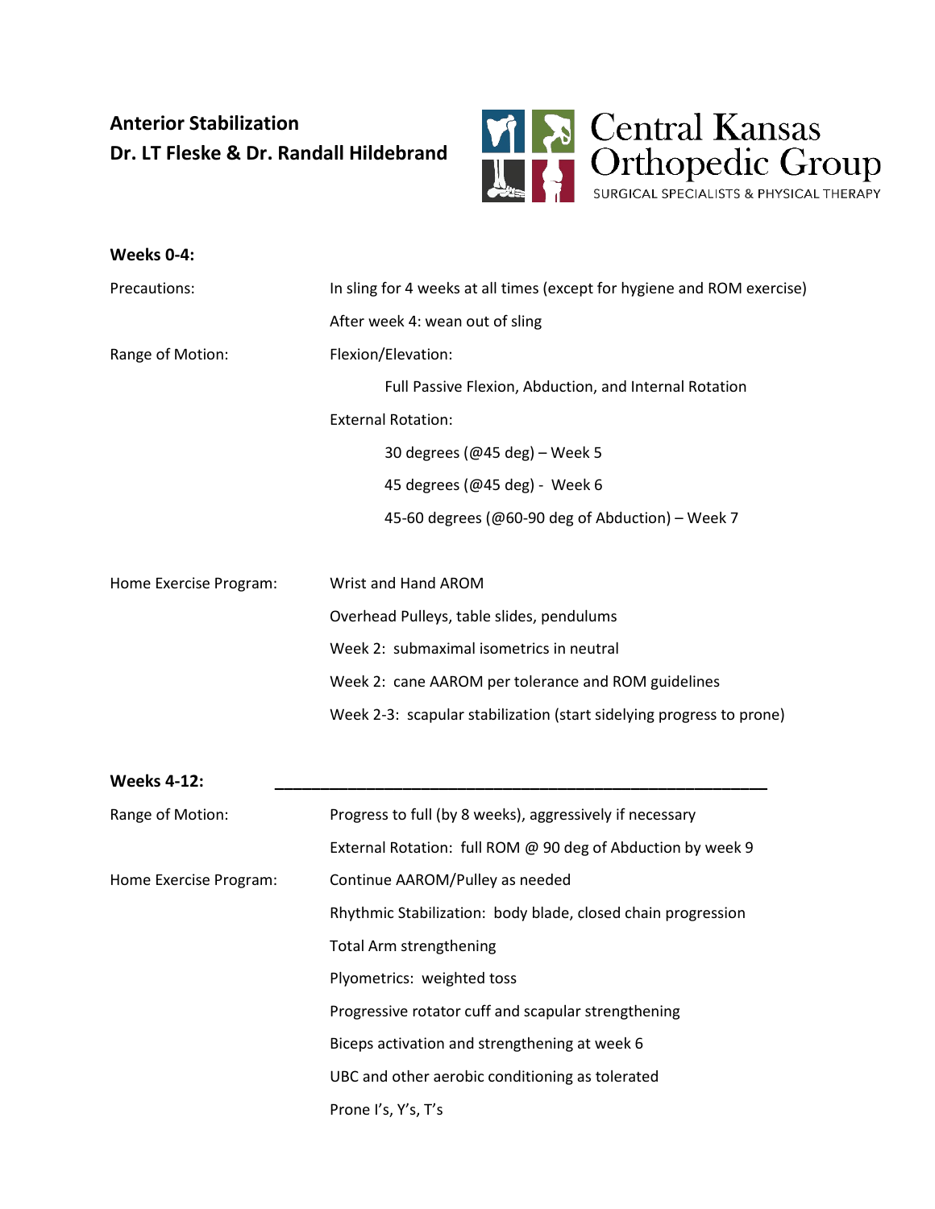# Anterior Stabilization
## Dr. LT Fleske & Dr. Randall Hildebrand

Central Kansas Orthopedic Group
SURGICAL SPECIALISTS & PHYSICAL THERAPY

### Weeks 0-4:

**Precautions:**
- In sling for 4 weeks at all times (except for hygiene and ROM exercise)
- After week 4: wean out of sling

**Range of Motion:**
- Flexion/Elevation:
  - Full Passive Flexion, Abduction, and Internal Rotation
- External Rotation:
  - 30 degrees (@45 deg) – Week 5
  - 45 degrees (@45 deg) - Week 6
  - 45-60 degrees (@60-90 deg of Abduction) – Week 7

**Home Exercise Program:**
- Wrist and Hand AROM
- Overhead Pulleys, table slides, pendulums
- Week 2: submaximal isometrics in neutral
- Week 2: cane AAROM per tolerance and ROM guidelines
- Week 2-3: scapular stabilization (start sidelying progress to prone)

### Weeks 4-12:

**Range of Motion:**
- Progress to full (by 8 weeks), aggressively if necessary
- External Rotation: full ROM @ 90 deg of Abduction by week 9

**Home Exercise Program:**
- Continue AAROM/Pulley as needed
- Rhythmic Stabilization: body blade, closed chain progression
- Total Arm strengthening
- Plyometrics: weighted toss
- Progressive rotator cuff and scapular strengthening
- Biceps activation and strengthening at week 6
- UBC and other aerobic conditioning as tolerated
- Prone I's, Y's, T's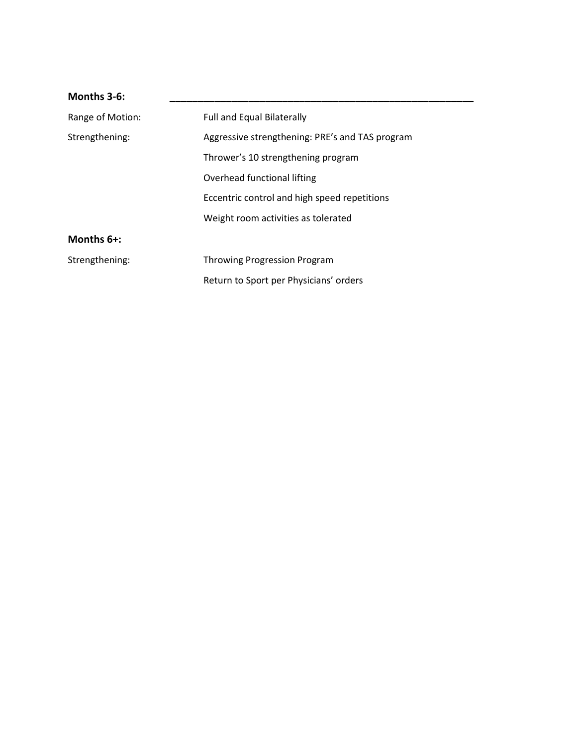**Months 3-6:**

| | |
|---|---|
| Range of Motion: | Full and Equal Bilaterally |
| Strengthening: | Aggressive strengthening: PRE's and TAS program |
| | Thrower's 10 strengthening program |
| | Overhead functional lifting |
| | Eccentric control and high speed repetitions |
| | Weight room activities as tolerated |

**Months 6+:**

| | |
|---|---|
| Strengthening: | Throwing Progression Program |
| | Return to Sport per Physicians' orders |